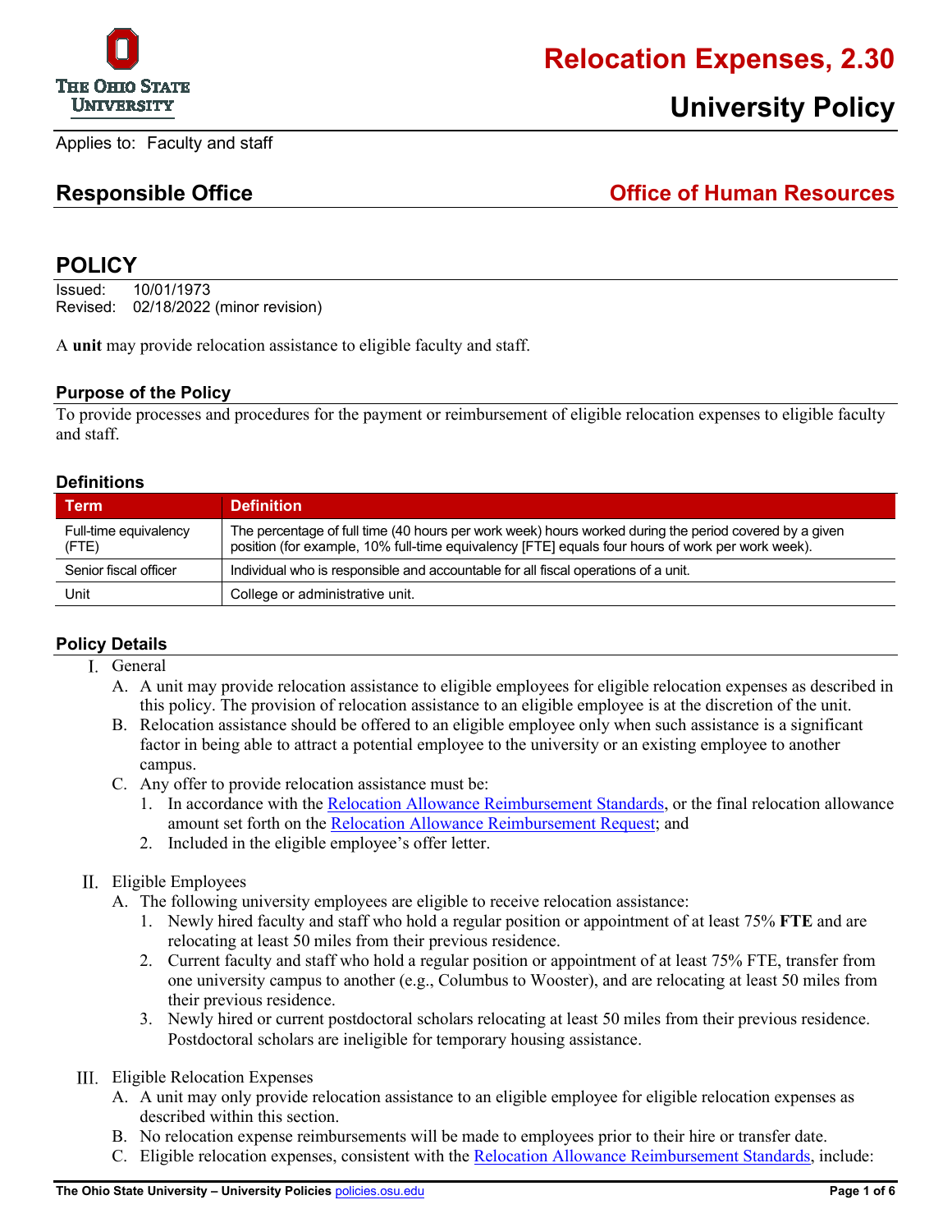# Relocation Expenses, 2.30

## University Policy

Applies to: Faculty and staff

## Responsible Office — Office of Human Resources

## POLICY

Issued: 10/01/1973
Revised: 02/18/2022 (minor revision)

A **unit** may provide relocation assistance to eligible faculty and staff.

### Purpose of the Policy

To provide processes and procedures for the payment or reimbursement of eligible relocation expenses to eligible faculty and staff.

### Definitions

| Term | Definition |
| --- | --- |
| Full-time equivalency (FTE) | The percentage of full time (40 hours per work week) hours worked during the period covered by a given position (for example, 10% full-time equivalency [FTE] equals four hours of work per work week). |
| Senior fiscal officer | Individual who is responsible and accountable for all fiscal operations of a unit. |
| Unit | College or administrative unit. |

### Policy Details

I. General

   A. A unit may provide relocation assistance to eligible employees for eligible relocation expenses as described in this policy. The provision of relocation assistance to an eligible employee is at the discretion of the unit.

   B. Relocation assistance should be offered to an eligible employee only when such assistance is a significant factor in being able to attract a potential employee to the university or an existing employee to another campus.

   C. Any offer to provide relocation assistance must be:

      1. In accordance with the Relocation Allowance Reimbursement Standards, or the final relocation allowance amount set forth on the Relocation Allowance Reimbursement Request; and
      2. Included in the eligible employee's offer letter.

II. Eligible Employees

   A. The following university employees are eligible to receive relocation assistance:

      1. Newly hired faculty and staff who hold a regular position or appointment of at least 75% **FTE** and are relocating at least 50 miles from their previous residence.
      2. Current faculty and staff who hold a regular position or appointment of at least 75% FTE, transfer from one university campus to another (e.g., Columbus to Wooster), and are relocating at least 50 miles from their previous residence.
      3. Newly hired or current postdoctoral scholars relocating at least 50 miles from their previous residence. Postdoctoral scholars are ineligible for temporary housing assistance.

III. Eligible Relocation Expenses

   A. A unit may only provide relocation assistance to an eligible employee for eligible relocation expenses as described within this section.

   B. No relocation expense reimbursements will be made to employees prior to their hire or transfer date.

   C. Eligible relocation expenses, consistent with the Relocation Allowance Reimbursement Standards, include: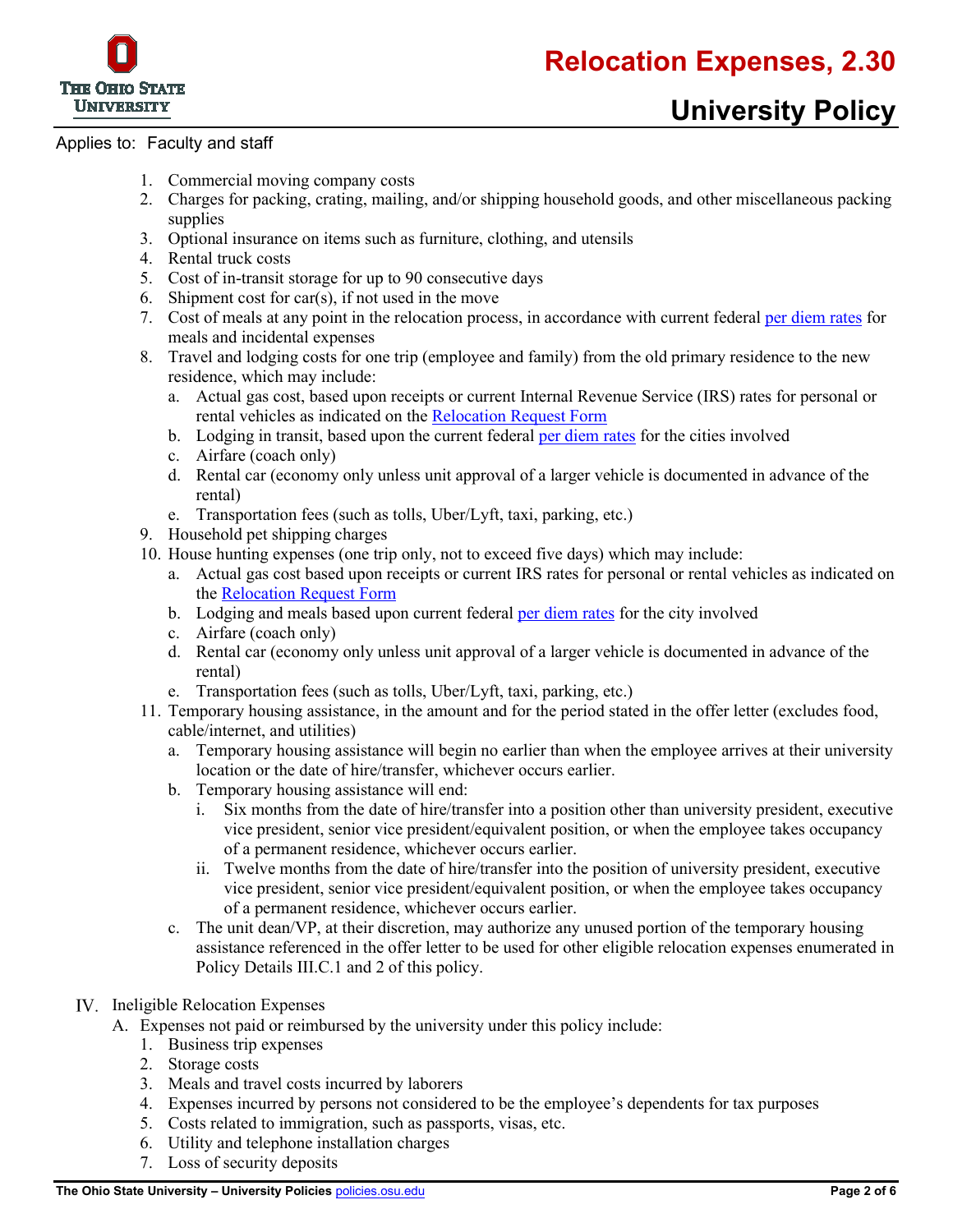1. Commercial moving company costs
2. Charges for packing, crating, mailing, and/or shipping household goods, and other miscellaneous packing supplies
3. Optional insurance on items such as furniture, clothing, and utensils
4. Rental truck costs
5. Cost of in-transit storage for up to 90 consecutive days
6. Shipment cost for car(s), if not used in the move
7. Cost of meals at any point in the relocation process, in accordance with current federal per diem rates for meals and incidental expenses
8. Travel and lodging costs for one trip (employee and family) from the old primary residence to the new residence, which may include:
   a. Actual gas cost, based upon receipts or current Internal Revenue Service (IRS) rates for personal or rental vehicles as indicated on the Relocation Request Form
   b. Lodging in transit, based upon the current federal per diem rates for the cities involved
   c. Airfare (coach only)
   d. Rental car (economy only unless unit approval of a larger vehicle is documented in advance of the rental)
   e. Transportation fees (such as tolls, Uber/Lyft, taxi, parking, etc.)
9. Household pet shipping charges
10. House hunting expenses (one trip only, not to exceed five days) which may include:
    a. Actual gas cost based upon receipts or current IRS rates for personal or rental vehicles as indicated on the Relocation Request Form
    b. Lodging and meals based upon current federal per diem rates for the city involved
    c. Airfare (coach only)
    d. Rental car (economy only unless unit approval of a larger vehicle is documented in advance of the rental)
    e. Transportation fees (such as tolls, Uber/Lyft, taxi, parking, etc.)
11. Temporary housing assistance, in the amount and for the period stated in the offer letter (excludes food, cable/internet, and utilities)
    a. Temporary housing assistance will begin no earlier than when the employee arrives at their university location or the date of hire/transfer, whichever occurs earlier.
    b. Temporary housing assistance will end:
       i. Six months from the date of hire/transfer into a position other than university president, executive vice president, senior vice president/equivalent position, or when the employee takes occupancy of a permanent residence, whichever occurs earlier.
       ii. Twelve months from the date of hire/transfer into the position of university president, executive vice president, senior vice president/equivalent position, or when the employee takes occupancy of a permanent residence, whichever occurs earlier.
    c. The unit dean/VP, at their discretion, may authorize any unused portion of the temporary housing assistance referenced in the offer letter to be used for other eligible relocation expenses enumerated in Policy Details III.C.1 and 2 of this policy.

IV. Ineligible Relocation Expenses

A. Expenses not paid or reimbursed by the university under this policy include:
1. Business trip expenses
2. Storage costs
3. Meals and travel costs incurred by laborers
4. Expenses incurred by persons not considered to be the employee's dependents for tax purposes
5. Costs related to immigration, such as passports, visas, etc.
6. Utility and telephone installation charges
7. Loss of security deposits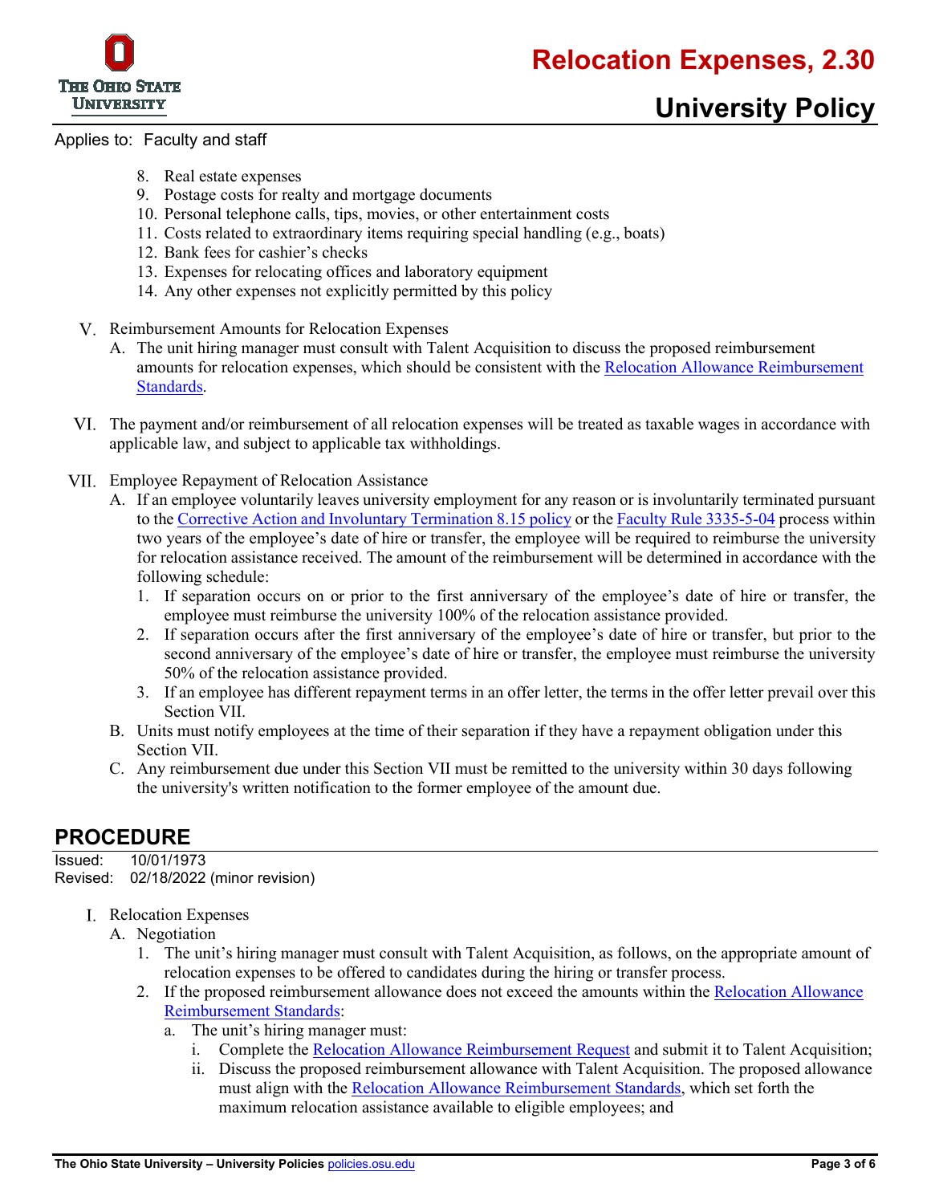Applies to: Faculty and staff

8. Real estate expenses
9. Postage costs for realty and mortgage documents
10. Personal telephone calls, tips, movies, or other entertainment costs
11. Costs related to extraordinary items requiring special handling (e.g., boats)
12. Bank fees for cashier's checks
13. Expenses for relocating offices and laboratory equipment
14. Any other expenses not explicitly permitted by this policy

V. Reimbursement Amounts for Relocation Expenses
   A. The unit hiring manager must consult with Talent Acquisition to discuss the proposed reimbursement amounts for relocation expenses, which should be consistent with the Relocation Allowance Reimbursement Standards.

VI. The payment and/or reimbursement of all relocation expenses will be treated as taxable wages in accordance with applicable law, and subject to applicable tax withholdings.

VII. Employee Repayment of Relocation Assistance
   A. If an employee voluntarily leaves university employment for any reason or is involuntarily terminated pursuant to the Corrective Action and Involuntary Termination 8.15 policy or the Faculty Rule 3335-5-04 process within two years of the employee's date of hire or transfer, the employee will be required to reimburse the university for relocation assistance received. The amount of the reimbursement will be determined in accordance with the following schedule:
      1. If separation occurs on or prior to the first anniversary of the employee's date of hire or transfer, the employee must reimburse the university 100% of the relocation assistance provided.
      2. If separation occurs after the first anniversary of the employee's date of hire or transfer, but prior to the second anniversary of the employee's date of hire or transfer, the employee must reimburse the university 50% of the relocation assistance provided.
      3. If an employee has different repayment terms in an offer letter, the terms in the offer letter prevail over this Section VII.
   B. Units must notify employees at the time of their separation if they have a repayment obligation under this Section VII.
   C. Any reimbursement due under this Section VII must be remitted to the university within 30 days following the university's written notification to the former employee of the amount due.

## PROCEDURE

Issued: 10/01/1973
Revised: 02/18/2022 (minor revision)

I. Relocation Expenses
   A. Negotiation
      1. The unit's hiring manager must consult with Talent Acquisition, as follows, on the appropriate amount of relocation expenses to be offered to candidates during the hiring or transfer process.
      2. If the proposed reimbursement allowance does not exceed the amounts within the Relocation Allowance Reimbursement Standards:
         a. The unit's hiring manager must:
            i. Complete the Relocation Allowance Reimbursement Request and submit it to Talent Acquisition;
            ii. Discuss the proposed reimbursement allowance with Talent Acquisition. The proposed allowance must align with the Relocation Allowance Reimbursement Standards, which set forth the maximum relocation assistance available to eligible employees; and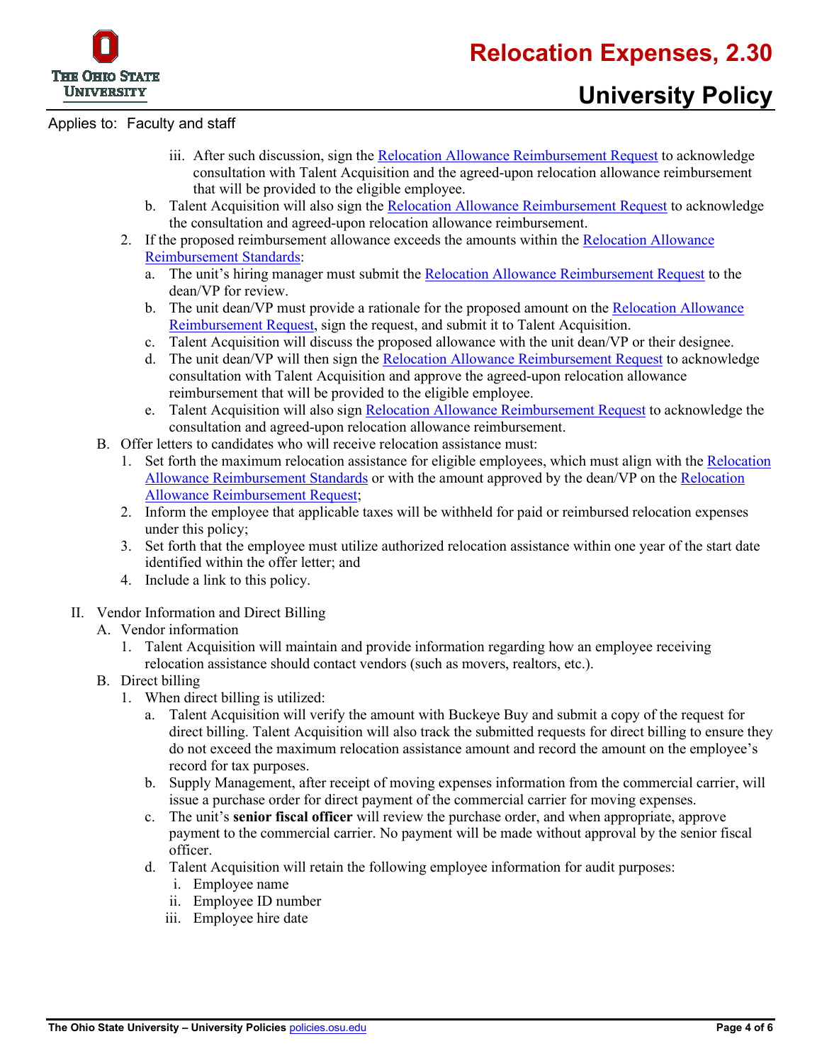Applies to: Faculty and staff

      iii. After such discussion, sign the Relocation Allowance Reimbursement Request to acknowledge consultation with Talent Acquisition and the agreed-upon relocation allowance reimbursement that will be provided to the eligible employee.
   b. Talent Acquisition will also sign the Relocation Allowance Reimbursement Request to acknowledge the consultation and agreed-upon relocation allowance reimbursement.
2. If the proposed reimbursement allowance exceeds the amounts within the Relocation Allowance Reimbursement Standards:
   a. The unit's hiring manager must submit the Relocation Allowance Reimbursement Request to the dean/VP for review.
   b. The unit dean/VP must provide a rationale for the proposed amount on the Relocation Allowance Reimbursement Request, sign the request, and submit it to Talent Acquisition.
   c. Talent Acquisition will discuss the proposed allowance with the unit dean/VP or their designee.
   d. The unit dean/VP will then sign the Relocation Allowance Reimbursement Request to acknowledge consultation with Talent Acquisition and approve the agreed-upon relocation allowance reimbursement that will be provided to the eligible employee.
   e. Talent Acquisition will also sign Relocation Allowance Reimbursement Request to acknowledge the consultation and agreed-upon relocation allowance reimbursement.

B. Offer letters to candidates who will receive relocation assistance must:
   1. Set forth the maximum relocation assistance for eligible employees, which must align with the Relocation Allowance Reimbursement Standards or with the amount approved by the dean/VP on the Relocation Allowance Reimbursement Request;
   2. Inform the employee that applicable taxes will be withheld for paid or reimbursed relocation expenses under this policy;
   3. Set forth that the employee must utilize authorized relocation assistance within one year of the start date identified within the offer letter; and
   4. Include a link to this policy.

II. Vendor Information and Direct Billing
   A. Vendor information
      1. Talent Acquisition will maintain and provide information regarding how an employee receiving relocation assistance should contact vendors (such as movers, realtors, etc.).
   B. Direct billing
      1. When direct billing is utilized:
         a. Talent Acquisition will verify the amount with Buckeye Buy and submit a copy of the request for direct billing. Talent Acquisition will also track the submitted requests for direct billing to ensure they do not exceed the maximum relocation assistance amount and record the amount on the employee's record for tax purposes.
         b. Supply Management, after receipt of moving expenses information from the commercial carrier, will issue a purchase order for direct payment of the commercial carrier for moving expenses.
         c. The unit's **senior fiscal officer** will review the purchase order, and when appropriate, approve payment to the commercial carrier. No payment will be made without approval by the senior fiscal officer.
         d. Talent Acquisition will retain the following employee information for audit purposes:
            i. Employee name
            ii. Employee ID number
            iii. Employee hire date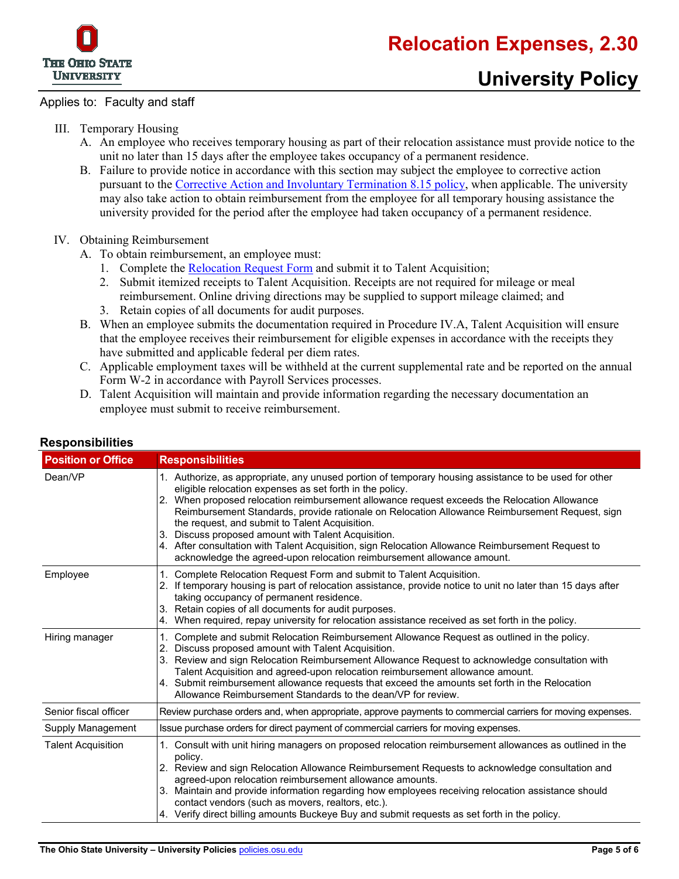Applies to: Faculty and staff

III. Temporary Housing
   A. An employee who receives temporary housing as part of their relocation assistance must provide notice to the unit no later than 15 days after the employee takes occupancy of a permanent residence.
   B. Failure to provide notice in accordance with this section may subject the employee to corrective action pursuant to the [Corrective Action and Involuntary Termination 8.15 policy](), when applicable. The university may also take action to obtain reimbursement from the employee for all temporary housing assistance the university provided for the period after the employee had taken occupancy of a permanent residence.

IV. Obtaining Reimbursement
   A. To obtain reimbursement, an employee must:
      1. Complete the [Relocation Request Form]() and submit it to Talent Acquisition;
      2. Submit itemized receipts to Talent Acquisition. Receipts are not required for mileage or meal reimbursement. Online driving directions may be supplied to support mileage claimed; and
      3. Retain copies of all documents for audit purposes.
   B. When an employee submits the documentation required in Procedure IV.A, Talent Acquisition will ensure that the employee receives their reimbursement for eligible expenses in accordance with the receipts they have submitted and applicable federal per diem rates.
   C. Applicable employment taxes will be withheld at the current supplemental rate and be reported on the annual Form W-2 in accordance with Payroll Services processes.
   D. Talent Acquisition will maintain and provide information regarding the necessary documentation an employee must submit to receive reimbursement.

## Responsibilities

| Position or Office | Responsibilities |
| --- | --- |
| Dean/VP | 1. Authorize, as appropriate, any unused portion of temporary housing assistance to be used for other eligible relocation expenses as set forth in the policy.<br>2. When proposed relocation reimbursement allowance request exceeds the Relocation Allowance Reimbursement Standards, provide rationale on Relocation Allowance Reimbursement Request, sign the request, and submit to Talent Acquisition.<br>3. Discuss proposed amount with Talent Acquisition.<br>4. After consultation with Talent Acquisition, sign Relocation Allowance Reimbursement Request to acknowledge the agreed-upon relocation reimbursement allowance amount. |
| Employee | 1. Complete Relocation Request Form and submit to Talent Acquisition.<br>2. If temporary housing is part of relocation assistance, provide notice to unit no later than 15 days after taking occupancy of permanent residence.<br>3. Retain copies of all documents for audit purposes.<br>4. When required, repay university for relocation assistance received as set forth in the policy. |
| Hiring manager | 1. Complete and submit Relocation Reimbursement Allowance Request as outlined in the policy.<br>2. Discuss proposed amount with Talent Acquisition.<br>3. Review and sign Relocation Reimbursement Allowance Request to acknowledge consultation with Talent Acquisition and agreed-upon relocation reimbursement allowance amount.<br>4. Submit reimbursement allowance requests that exceed the amounts set forth in the Relocation Allowance Reimbursement Standards to the dean/VP for review. |
| Senior fiscal officer | Review purchase orders and, when appropriate, approve payments to commercial carriers for moving expenses. |
| Supply Management | Issue purchase orders for direct payment of commercial carriers for moving expenses. |
| Talent Acquisition | 1. Consult with unit hiring managers on proposed relocation reimbursement allowances as outlined in the policy.<br>2. Review and sign Relocation Allowance Reimbursement Requests to acknowledge consultation and agreed-upon relocation reimbursement allowance amounts.<br>3. Maintain and provide information regarding how employees receiving relocation assistance should contact vendors (such as movers, realtors, etc.).<br>4. Verify direct billing amounts Buckeye Buy and submit requests as set forth in the policy. |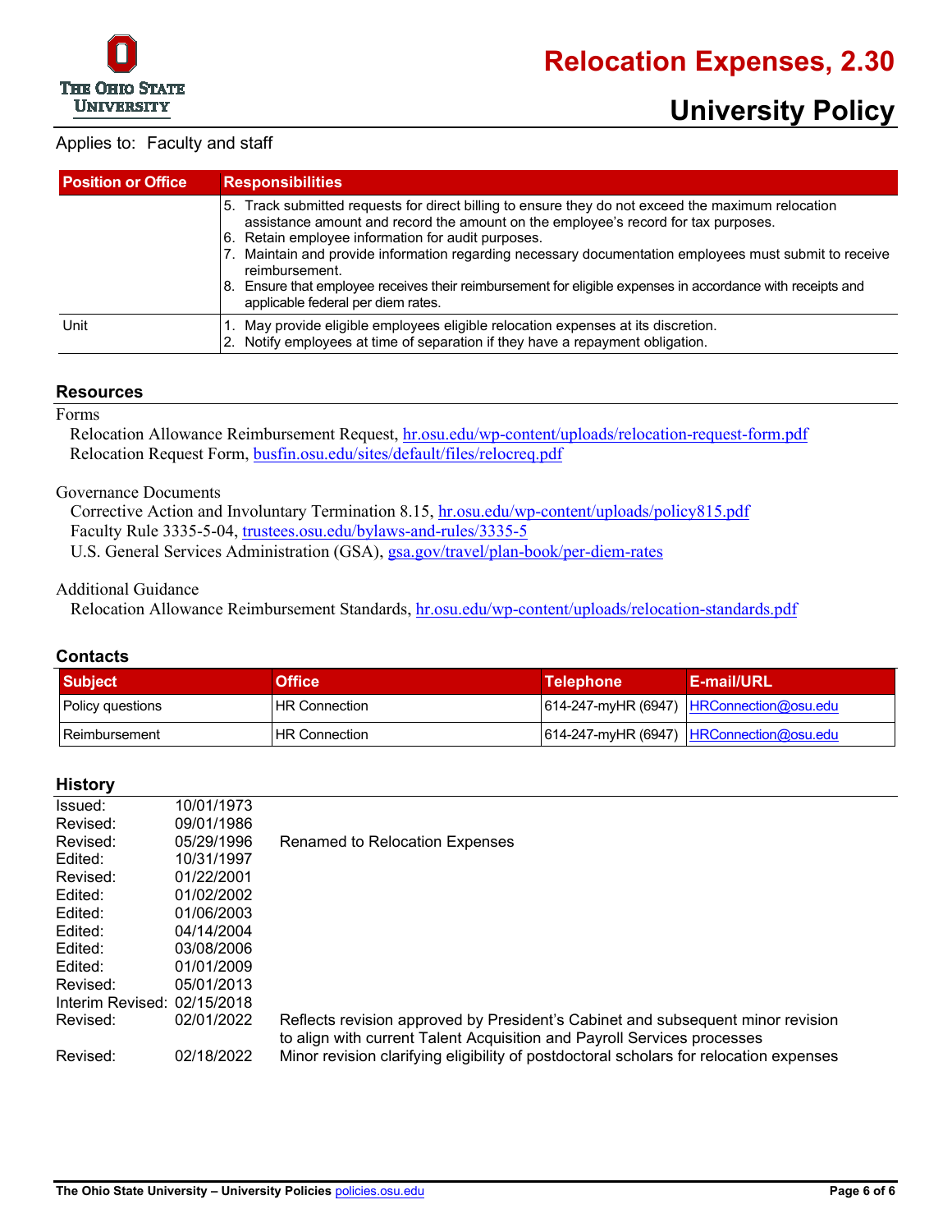Applies to: Faculty and staff

| Position or Office | Responsibilities |
|---|---|
| | 5. Track submitted requests for direct billing to ensure they do not exceed the maximum relocation assistance amount and record the amount on the employee's record for tax purposes.<br>6. Retain employee information for audit purposes.<br>7. Maintain and provide information regarding necessary documentation employees must submit to receive reimbursement.<br>8. Ensure that employee receives their reimbursement for eligible expenses in accordance with receipts and applicable federal per diem rates. |
| Unit | 1. May provide eligible employees eligible relocation expenses at its discretion.<br>2. Notify employees at time of separation if they have a repayment obligation. |

## Resources

Forms

Relocation Allowance Reimbursement Request, hr.osu.edu/wp-content/uploads/relocation-request-form.pdf
Relocation Request Form, busfin.osu.edu/sites/default/files/relocreq.pdf

Governance Documents

Corrective Action and Involuntary Termination 8.15, hr.osu.edu/wp-content/uploads/policy815.pdf
Faculty Rule 3335-5-04, trustees.osu.edu/bylaws-and-rules/3335-5
U.S. General Services Administration (GSA), gsa.gov/travel/plan-book/per-diem-rates

Additional Guidance

Relocation Allowance Reimbursement Standards, hr.osu.edu/wp-content/uploads/relocation-standards.pdf

## Contacts

| Subject | Office | Telephone | E-mail/URL |
|---|---|---|---|
| Policy questions | HR Connection | 614-247-myHR (6947) | HRConnection@osu.edu |
| Reimbursement | HR Connection | 614-247-myHR (6947) | HRConnection@osu.edu |

## History

| | | |
|---|---|---|
| Issued: | 10/01/1973 | |
| Revised: | 09/01/1986 | |
| Revised: | 05/29/1996 | Renamed to Relocation Expenses |
| Edited: | 10/31/1997 | |
| Revised: | 01/22/2001 | |
| Edited: | 01/02/2002 | |
| Edited: | 01/06/2003 | |
| Edited: | 04/14/2004 | |
| Edited: | 03/08/2006 | |
| Edited: | 01/01/2009 | |
| Revised: | 05/01/2013 | |
| Interim Revised: | 02/15/2018 | |
| Revised: | 02/01/2022 | Reflects revision approved by President's Cabinet and subsequent minor revision to align with current Talent Acquisition and Payroll Services processes |
| Revised: | 02/18/2022 | Minor revision clarifying eligibility of postdoctoral scholars for relocation expenses |